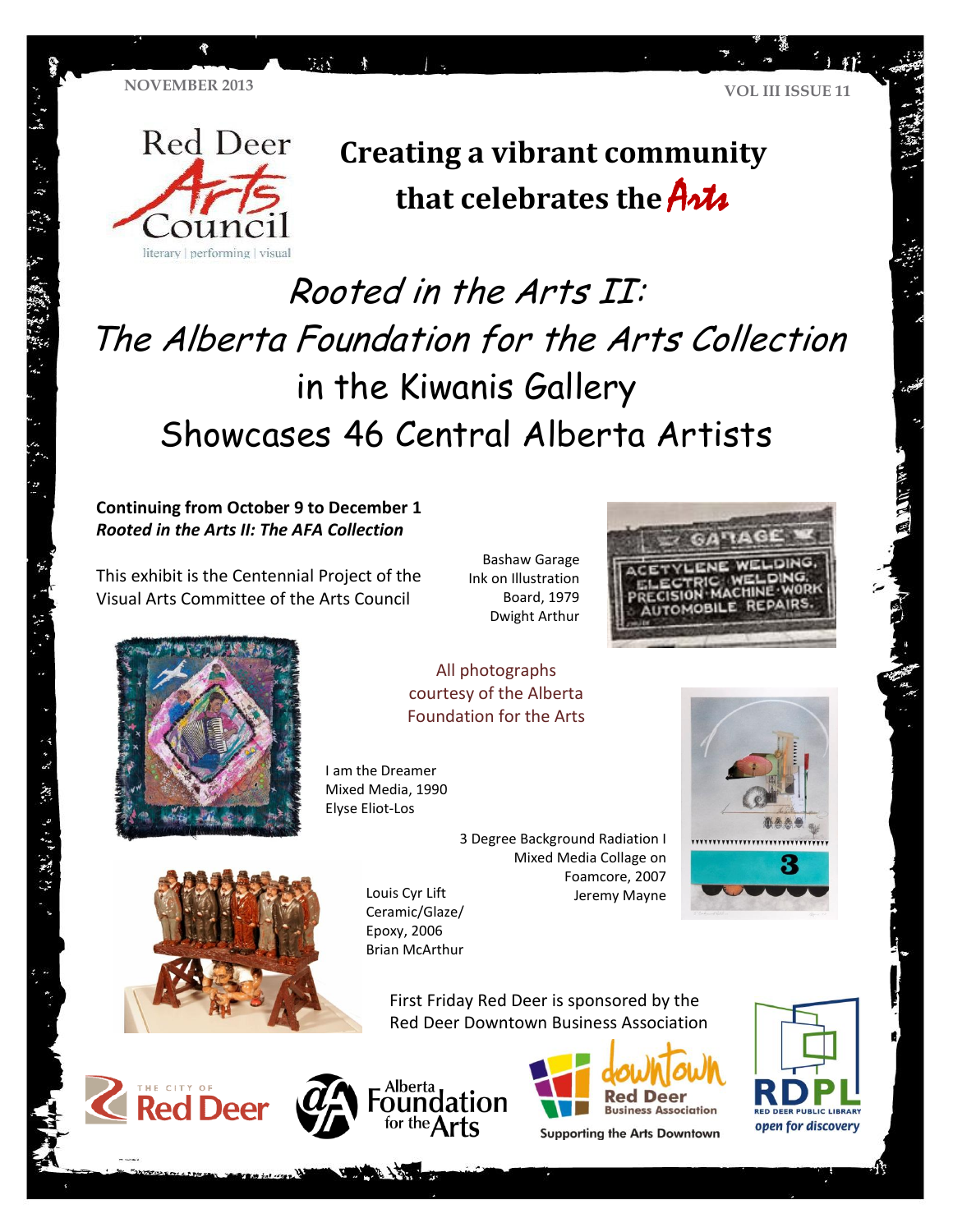NOVEMBER 2013

VOL III ISSUE 11

Red Deer Arts Council

literary | performing | visual

## Creating a vibrant community that celebrates the Arts

# Rooted in the Arts II: The Alberta Foundation for the Arts Collection in the Kiwanis Gallery Showcases 46 Central Alberta Artists

**Continuing from October 9 to December 1**
***Rooted in the Arts II: The AFA Collection***

This exhibit is the Centennial Project of the Visual Arts Committee of the Arts Council

Bashaw Garage
Ink on Illustration Board, 1979
Dwight Arthur

All photographs courtesy of the Alberta Foundation for the Arts

I am the Dreamer
Mixed Media, 1990
Elyse Eliot-Los

3 Degree Background Radiation I
Mixed Media Collage on Foamcore, 2007
Jeremy Mayne

Louis Cyr Lift
Ceramic/Glaze/Epoxy, 2006
Brian McArthur

First Friday Red Deer is sponsored by the Red Deer Downtown Business Association

The City of Red Deer

Alberta Foundation for the Arts

downtown Red Deer Business Association
Supporting the Arts Downtown

RDPL Red Deer Public Library
open for discovery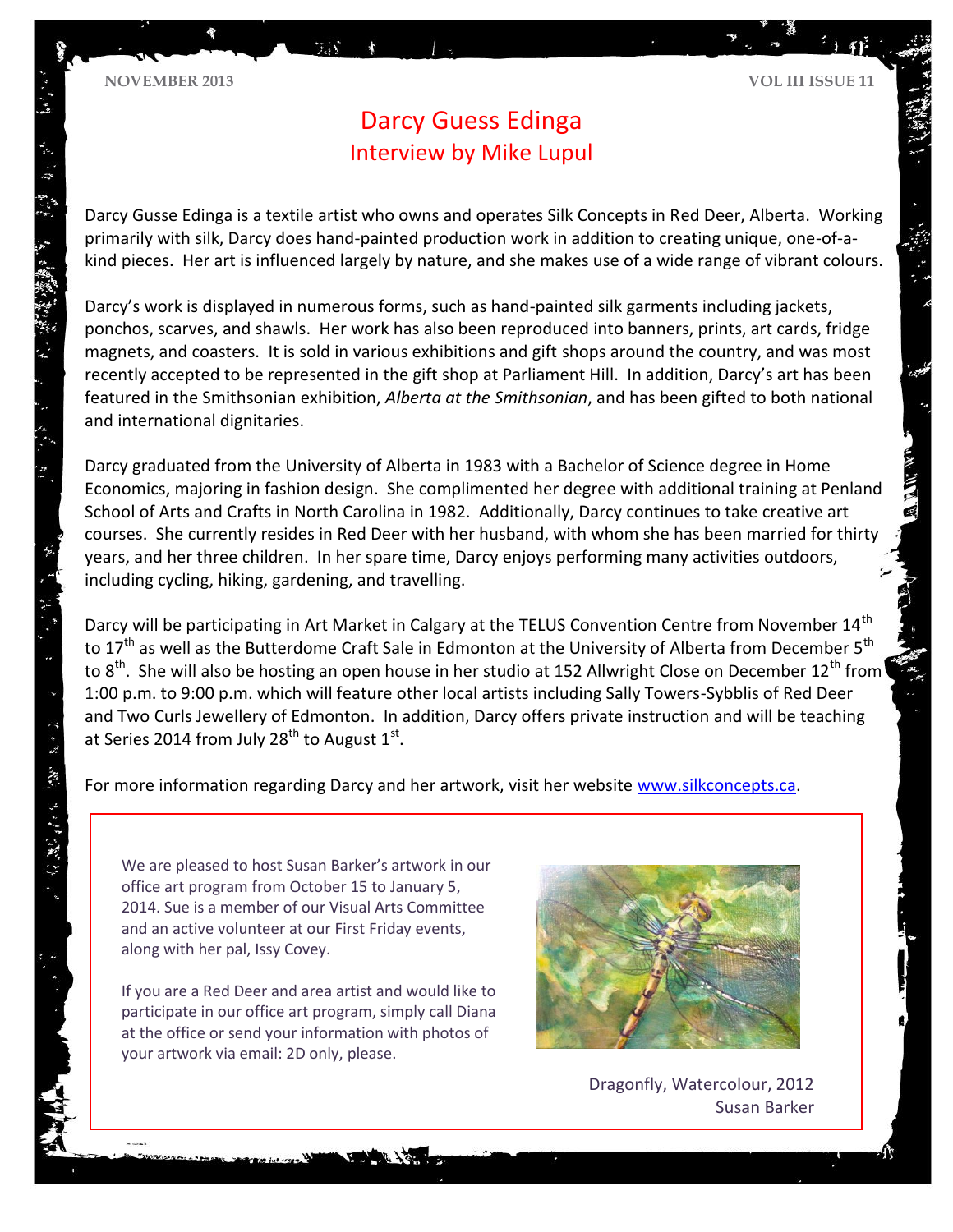# Darcy Guess Edinga

## Interview by Mike Lupul

Darcy Gusse Edinga is a textile artist who owns and operates Silk Concepts in Red Deer, Alberta. Working primarily with silk, Darcy does hand-painted production work in addition to creating unique, one-of-a-kind pieces. Her art is influenced largely by nature, and she makes use of a wide range of vibrant colours.

Darcy's work is displayed in numerous forms, such as hand-painted silk garments including jackets, ponchos, scarves, and shawls. Her work has also been reproduced into banners, prints, art cards, fridge magnets, and coasters. It is sold in various exhibitions and gift shops around the country, and was most recently accepted to be represented in the gift shop at Parliament Hill. In addition, Darcy's art has been featured in the Smithsonian exhibition, *Alberta at the Smithsonian*, and has been gifted to both national and international dignitaries.

Darcy graduated from the University of Alberta in 1983 with a Bachelor of Science degree in Home Economics, majoring in fashion design. She complimented her degree with additional training at Penland School of Arts and Crafts in North Carolina in 1982. Additionally, Darcy continues to take creative art courses. She currently resides in Red Deer with her husband, with whom she has been married for thirty years, and her three children. In her spare time, Darcy enjoys performing many activities outdoors, including cycling, hiking, gardening, and travelling.

Darcy will be participating in Art Market in Calgary at the TELUS Convention Centre from November 14th to 17th as well as the Butterdome Craft Sale in Edmonton at the University of Alberta from December 5th to 8th. She will also be hosting an open house in her studio at 152 Allwright Close on December 12th from 1:00 p.m. to 9:00 p.m. which will feature other local artists including Sally Towers-Sybblis of Red Deer and Two Curls Jewellery of Edmonton. In addition, Darcy offers private instruction and will be teaching at Series 2014 from July 28th to August 1st.

For more information regarding Darcy and her artwork, visit her website [www.silkconcepts.ca](http://www.silkconcepts.ca).

---

We are pleased to host Susan Barker's artwork in our office art program from October 15 to January 5, 2014. Sue is a member of our Visual Arts Committee and an active volunteer at our First Friday events, along with her pal, Issy Covey.

If you are a Red Deer and area artist and would like to participate in our office art program, simply call Diana at the office or send your information with photos of your artwork via email: 2D only, please.

Dragonfly, Watercolour, 2012
Susan Barker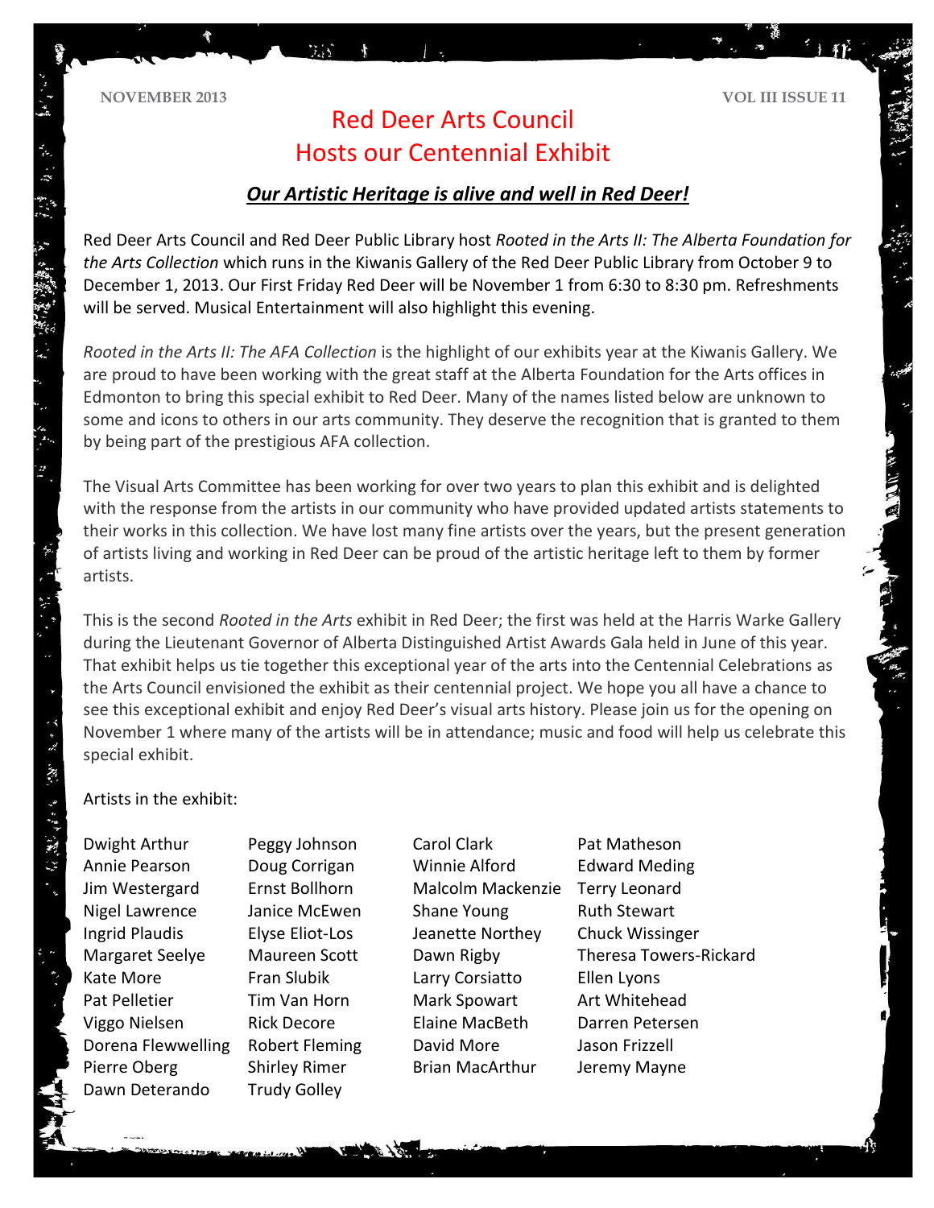# Red Deer Arts Council Hosts our Centennial Exhibit

## ***Our Artistic Heritage is alive and well in Red Deer!***

Red Deer Arts Council and Red Deer Public Library host *Rooted in the Arts II: The Alberta Foundation for the Arts Collection* which runs in the Kiwanis Gallery of the Red Deer Public Library from October 9 to December 1, 2013. Our First Friday Red Deer will be November 1 from 6:30 to 8:30 pm. Refreshments will be served. Musical Entertainment will also highlight this evening.

*Rooted in the Arts II: The AFA Collection* is the highlight of our exhibits year at the Kiwanis Gallery. We are proud to have been working with the great staff at the Alberta Foundation for the Arts offices in Edmonton to bring this special exhibit to Red Deer. Many of the names listed below are unknown to some and icons to others in our arts community. They deserve the recognition that is granted to them by being part of the prestigious AFA collection.

The Visual Arts Committee has been working for over two years to plan this exhibit and is delighted with the response from the artists in our community who have provided updated artists statements to their works in this collection. We have lost many fine artists over the years, but the present generation of artists living and working in Red Deer can be proud of the artistic heritage left to them by former artists.

This is the second *Rooted in the Arts* exhibit in Red Deer; the first was held at the Harris Warke Gallery during the Lieutenant Governor of Alberta Distinguished Artist Awards Gala held in June of this year. That exhibit helps us tie together this exceptional year of the arts into the Centennial Celebrations as the Arts Council envisioned the exhibit as their centennial project. We hope you all have a chance to see this exceptional exhibit and enjoy Red Deer's visual arts history. Please join us for the opening on November 1 where many of the artists will be in attendance; music and food will help us celebrate this special exhibit.

Artists in the exhibit:

Dwight Arthur
Annie Pearson
Jim Westergard
Nigel Lawrence
Ingrid Plaudis
Margaret Seelye
Kate More
Pat Pelletier
Viggo Nielsen
Dorena Flewwelling
Pierre Oberg
Dawn Deterando
Peggy Johnson
Doug Corrigan
Ernst Bollhorn
Janice McEwen
Elyse Eliot-Los
Maureen Scott
Fran Slubik
Tim Van Horn
Rick Decore
Robert Fleming
Shirley Rimer
Trudy Golley
Carol Clark
Winnie Alford
Malcolm Mackenzie
Shane Young
Jeanette Northey
Dawn Rigby
Larry Corsiatto
Mark Spowart
Elaine MacBeth
David More
Brian MacArthur
Pat Matheson
Edward Meding
Terry Leonard
Ruth Stewart
Chuck Wissinger
Theresa Towers-Rickard
Ellen Lyons
Art Whitehead
Darren Petersen
Jason Frizzell
Jeremy Mayne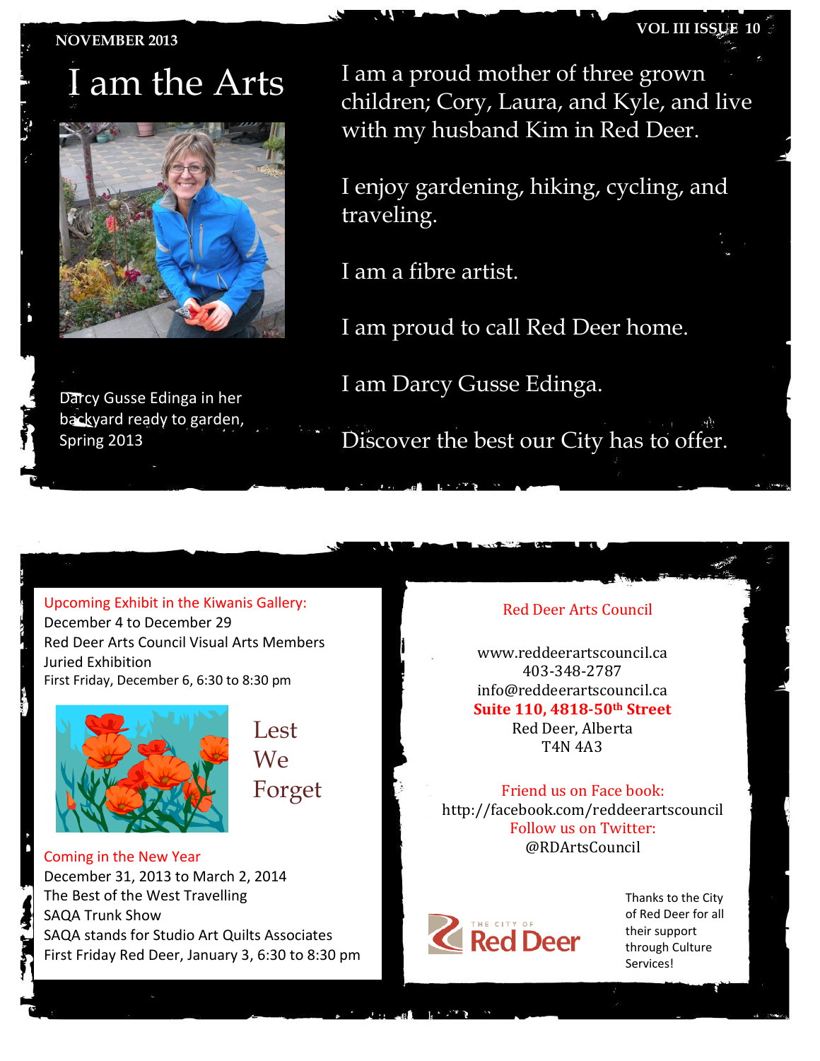NOVEMBER 2013

# I am the Arts

Darcy Gusse Edinga in her backyard ready to garden, Spring 2013

I am a proud mother of three grown children; Cory, Laura, and Kyle, and live with my husband Kim in Red Deer.

I enjoy gardening, hiking, cycling, and traveling.

I am a fibre artist.

I am proud to call Red Deer home.

I am Darcy Gusse Edinga.

Discover the best our City has to offer.

Upcoming Exhibit in the Kiwanis Gallery:
December 4 to December 29
Red Deer Arts Council Visual Arts Members Juried Exhibition
First Friday, December 6, 6:30 to 8:30 pm

Lest We Forget

Coming in the New Year
December 31, 2013 to March 2, 2014
The Best of the West Travelling SAQA Trunk Show
SAQA stands for Studio Art Quilts Associates
First Friday Red Deer, January 3, 6:30 to 8:30 pm

Red Deer Arts Council

www.reddeerartscouncil.ca
403-348-2787
info@reddeerartscouncil.ca
**Suite 110, 4818-50th Street**
Red Deer, Alberta
T4N 4A3

Friend us on Face book:
http://facebook.com/reddeerartscouncil
Follow us on Twitter:
@RDArtsCouncil

THE CITY OF Red Deer

Thanks to the City of Red Deer for all their support through Culture Services!